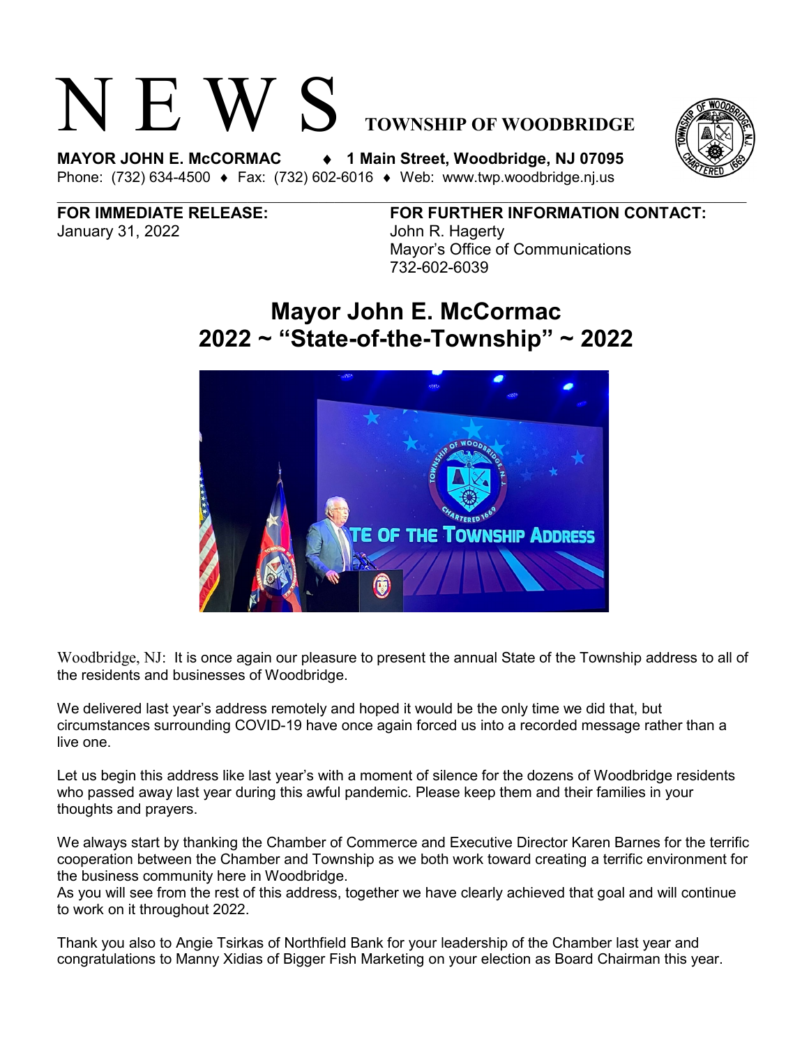# N E W S TOWNSHIP OF WOODBRIDGE

**MAYOR JOHN E. McCORMAC ♦ 1 Main Street, Woodbridge, NJ 07095**
Phone: (732) 634-4500 ♦ Fax: (732) 602-6016 ♦ Web: www.twp.woodbridge.nj.us

**FOR IMMEDIATE RELEASE:**
January 31, 2022

**FOR FURTHER INFORMATION CONTACT:**
John R. Hagerty
Mayor's Office of Communications
732-602-6039

## Mayor John E. McCormac
## 2022 ~ "State-of-the-Township" ~ 2022

Woodbridge, NJ: It is once again our pleasure to present the annual State of the Township address to all of the residents and businesses of Woodbridge.

We delivered last year's address remotely and hoped it would be the only time we did that, but circumstances surrounding COVID-19 have once again forced us into a recorded message rather than a live one.

Let us begin this address like last year's with a moment of silence for the dozens of Woodbridge residents who passed away last year during this awful pandemic. Please keep them and their families in your thoughts and prayers.

We always start by thanking the Chamber of Commerce and Executive Director Karen Barnes for the terrific cooperation between the Chamber and Township as we both work toward creating a terrific environment for the business community here in Woodbridge.
As you will see from the rest of this address, together we have clearly achieved that goal and will continue to work on it throughout 2022.

Thank you also to Angie Tsirkas of Northfield Bank for your leadership of the Chamber last year and congratulations to Manny Xidias of Bigger Fish Marketing on your election as Board Chairman this year.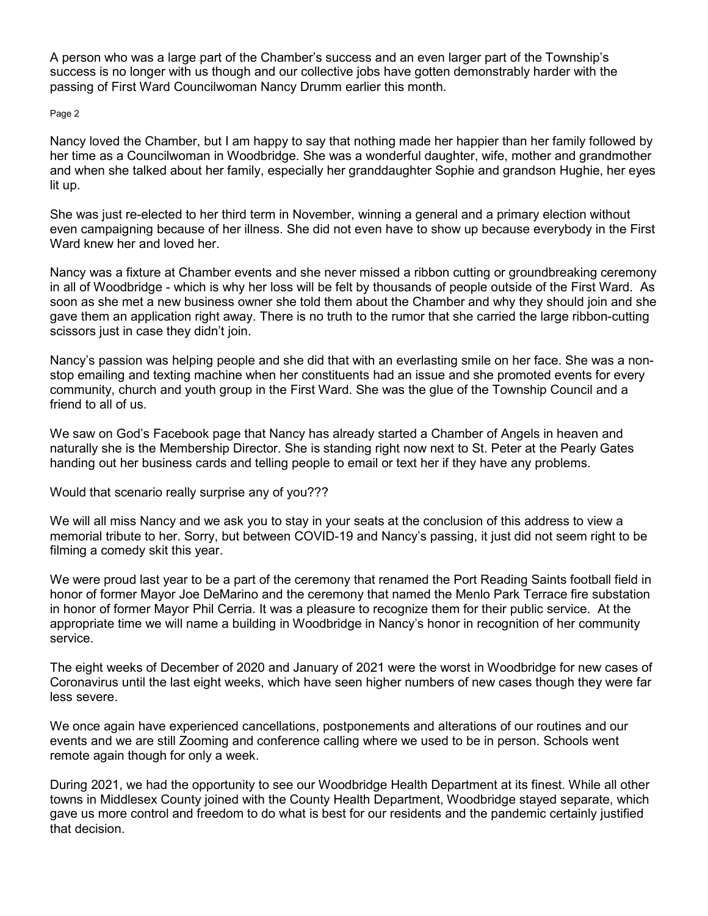A person who was a large part of the Chamber's success and an even larger part of the Township's success is no longer with us though and our collective jobs have gotten demonstrably harder with the passing of First Ward Councilwoman Nancy Drumm earlier this month.

Nancy loved the Chamber, but I am happy to say that nothing made her happier than her family followed by her time as a Councilwoman in Woodbridge. She was a wonderful daughter, wife, mother and grandmother and when she talked about her family, especially her granddaughter Sophie and grandson Hughie, her eyes lit up.

She was just re-elected to her third term in November, winning a general and a primary election without even campaigning because of her illness. She did not even have to show up because everybody in the First Ward knew her and loved her.

Nancy was a fixture at Chamber events and she never missed a ribbon cutting or groundbreaking ceremony in all of Woodbridge - which is why her loss will be felt by thousands of people outside of the First Ward. As soon as she met a new business owner she told them about the Chamber and why they should join and she gave them an application right away. There is no truth to the rumor that she carried the large ribbon-cutting scissors just in case they didn't join.

Nancy's passion was helping people and she did that with an everlasting smile on her face. She was a non-stop emailing and texting machine when her constituents had an issue and she promoted events for every community, church and youth group in the First Ward. She was the glue of the Township Council and a friend to all of us.

We saw on God's Facebook page that Nancy has already started a Chamber of Angels in heaven and naturally she is the Membership Director. She is standing right now next to St. Peter at the Pearly Gates handing out her business cards and telling people to email or text her if they have any problems.

Would that scenario really surprise any of you???

We will all miss Nancy and we ask you to stay in your seats at the conclusion of this address to view a memorial tribute to her. Sorry, but between COVID-19 and Nancy's passing, it just did not seem right to be filming a comedy skit this year.

We were proud last year to be a part of the ceremony that renamed the Port Reading Saints football field in honor of former Mayor Joe DeMarino and the ceremony that named the Menlo Park Terrace fire substation in honor of former Mayor Phil Cerria. It was a pleasure to recognize them for their public service. At the appropriate time we will name a building in Woodbridge in Nancy's honor in recognition of her community service.

The eight weeks of December of 2020 and January of 2021 were the worst in Woodbridge for new cases of Coronavirus until the last eight weeks, which have seen higher numbers of new cases though they were far less severe.

We once again have experienced cancellations, postponements and alterations of our routines and our events and we are still Zooming and conference calling where we used to be in person. Schools went remote again though for only a week.

During 2021, we had the opportunity to see our Woodbridge Health Department at its finest. While all other towns in Middlesex County joined with the County Health Department, Woodbridge stayed separate, which gave us more control and freedom to do what is best for our residents and the pandemic certainly justified that decision.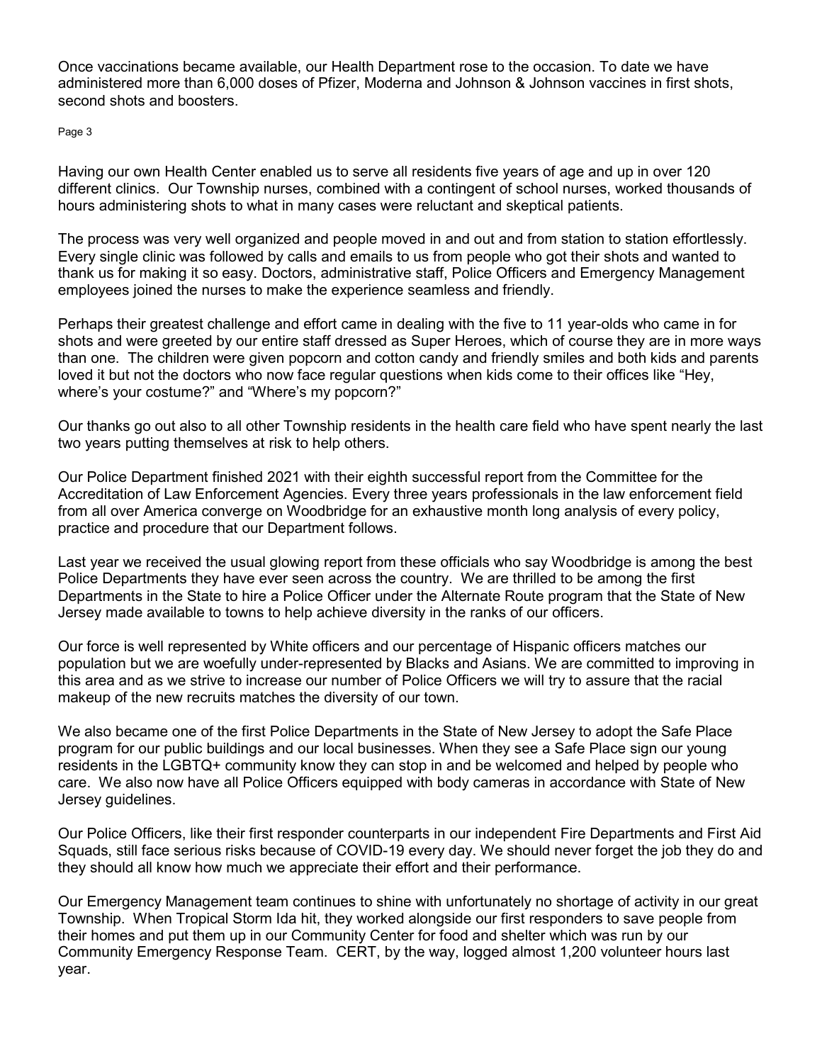Once vaccinations became available, our Health Department rose to the occasion. To date we have administered more than 6,000 doses of Pfizer, Moderna and Johnson & Johnson vaccines in first shots, second shots and boosters.

Having our own Health Center enabled us to serve all residents five years of age and up in over 120 different clinics. Our Township nurses, combined with a contingent of school nurses, worked thousands of hours administering shots to what in many cases were reluctant and skeptical patients.

The process was very well organized and people moved in and out and from station to station effortlessly. Every single clinic was followed by calls and emails to us from people who got their shots and wanted to thank us for making it so easy. Doctors, administrative staff, Police Officers and Emergency Management employees joined the nurses to make the experience seamless and friendly.

Perhaps their greatest challenge and effort came in dealing with the five to 11 year-olds who came in for shots and were greeted by our entire staff dressed as Super Heroes, which of course they are in more ways than one. The children were given popcorn and cotton candy and friendly smiles and both kids and parents loved it but not the doctors who now face regular questions when kids come to their offices like "Hey, where's your costume?" and "Where's my popcorn?"

Our thanks go out also to all other Township residents in the health care field who have spent nearly the last two years putting themselves at risk to help others.

Our Police Department finished 2021 with their eighth successful report from the Committee for the Accreditation of Law Enforcement Agencies. Every three years professionals in the law enforcement field from all over America converge on Woodbridge for an exhaustive month long analysis of every policy, practice and procedure that our Department follows.

Last year we received the usual glowing report from these officials who say Woodbridge is among the best Police Departments they have ever seen across the country. We are thrilled to be among the first Departments in the State to hire a Police Officer under the Alternate Route program that the State of New Jersey made available to towns to help achieve diversity in the ranks of our officers.

Our force is well represented by White officers and our percentage of Hispanic officers matches our population but we are woefully under-represented by Blacks and Asians. We are committed to improving in this area and as we strive to increase our number of Police Officers we will try to assure that the racial makeup of the new recruits matches the diversity of our town.

We also became one of the first Police Departments in the State of New Jersey to adopt the Safe Place program for our public buildings and our local businesses. When they see a Safe Place sign our young residents in the LGBTQ+ community know they can stop in and be welcomed and helped by people who care. We also now have all Police Officers equipped with body cameras in accordance with State of New Jersey guidelines.

Our Police Officers, like their first responder counterparts in our independent Fire Departments and First Aid Squads, still face serious risks because of COVID-19 every day. We should never forget the job they do and they should all know how much we appreciate their effort and their performance.

Our Emergency Management team continues to shine with unfortunately no shortage of activity in our great Township. When Tropical Storm Ida hit, they worked alongside our first responders to save people from their homes and put them up in our Community Center for food and shelter which was run by our Community Emergency Response Team. CERT, by the way, logged almost 1,200 volunteer hours last year.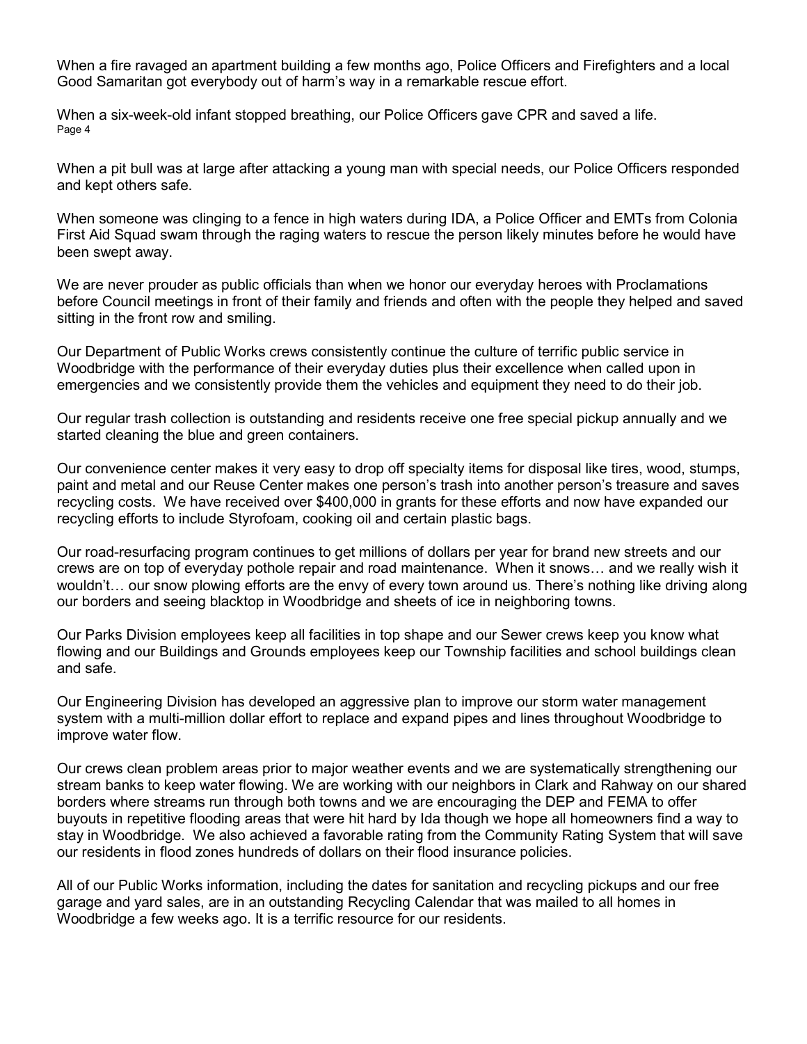When a fire ravaged an apartment building a few months ago, Police Officers and Firefighters and a local Good Samaritan got everybody out of harm's way in a remarkable rescue effort.

When a six-week-old infant stopped breathing, our Police Officers gave CPR and saved a life.

When a pit bull was at large after attacking a young man with special needs, our Police Officers responded and kept others safe.

When someone was clinging to a fence in high waters during IDA, a Police Officer and EMTs from Colonia First Aid Squad swam through the raging waters to rescue the person likely minutes before he would have been swept away.

We are never prouder as public officials than when we honor our everyday heroes with Proclamations before Council meetings in front of their family and friends and often with the people they helped and saved sitting in the front row and smiling.

Our Department of Public Works crews consistently continue the culture of terrific public service in Woodbridge with the performance of their everyday duties plus their excellence when called upon in emergencies and we consistently provide them the vehicles and equipment they need to do their job.

Our regular trash collection is outstanding and residents receive one free special pickup annually and we started cleaning the blue and green containers.

Our convenience center makes it very easy to drop off specialty items for disposal like tires, wood, stumps, paint and metal and our Reuse Center makes one person's trash into another person's treasure and saves recycling costs. We have received over $400,000 in grants for these efforts and now have expanded our recycling efforts to include Styrofoam, cooking oil and certain plastic bags.

Our road-resurfacing program continues to get millions of dollars per year for brand new streets and our crews are on top of everyday pothole repair and road maintenance. When it snows… and we really wish it wouldn't… our snow plowing efforts are the envy of every town around us. There's nothing like driving along our borders and seeing blacktop in Woodbridge and sheets of ice in neighboring towns.

Our Parks Division employees keep all facilities in top shape and our Sewer crews keep you know what flowing and our Buildings and Grounds employees keep our Township facilities and school buildings clean and safe.

Our Engineering Division has developed an aggressive plan to improve our storm water management system with a multi-million dollar effort to replace and expand pipes and lines throughout Woodbridge to improve water flow.

Our crews clean problem areas prior to major weather events and we are systematically strengthening our stream banks to keep water flowing. We are working with our neighbors in Clark and Rahway on our shared borders where streams run through both towns and we are encouraging the DEP and FEMA to offer buyouts in repetitive flooding areas that were hit hard by Ida though we hope all homeowners find a way to stay in Woodbridge. We also achieved a favorable rating from the Community Rating System that will save our residents in flood zones hundreds of dollars on their flood insurance policies.

All of our Public Works information, including the dates for sanitation and recycling pickups and our free garage and yard sales, are in an outstanding Recycling Calendar that was mailed to all homes in Woodbridge a few weeks ago. It is a terrific resource for our residents.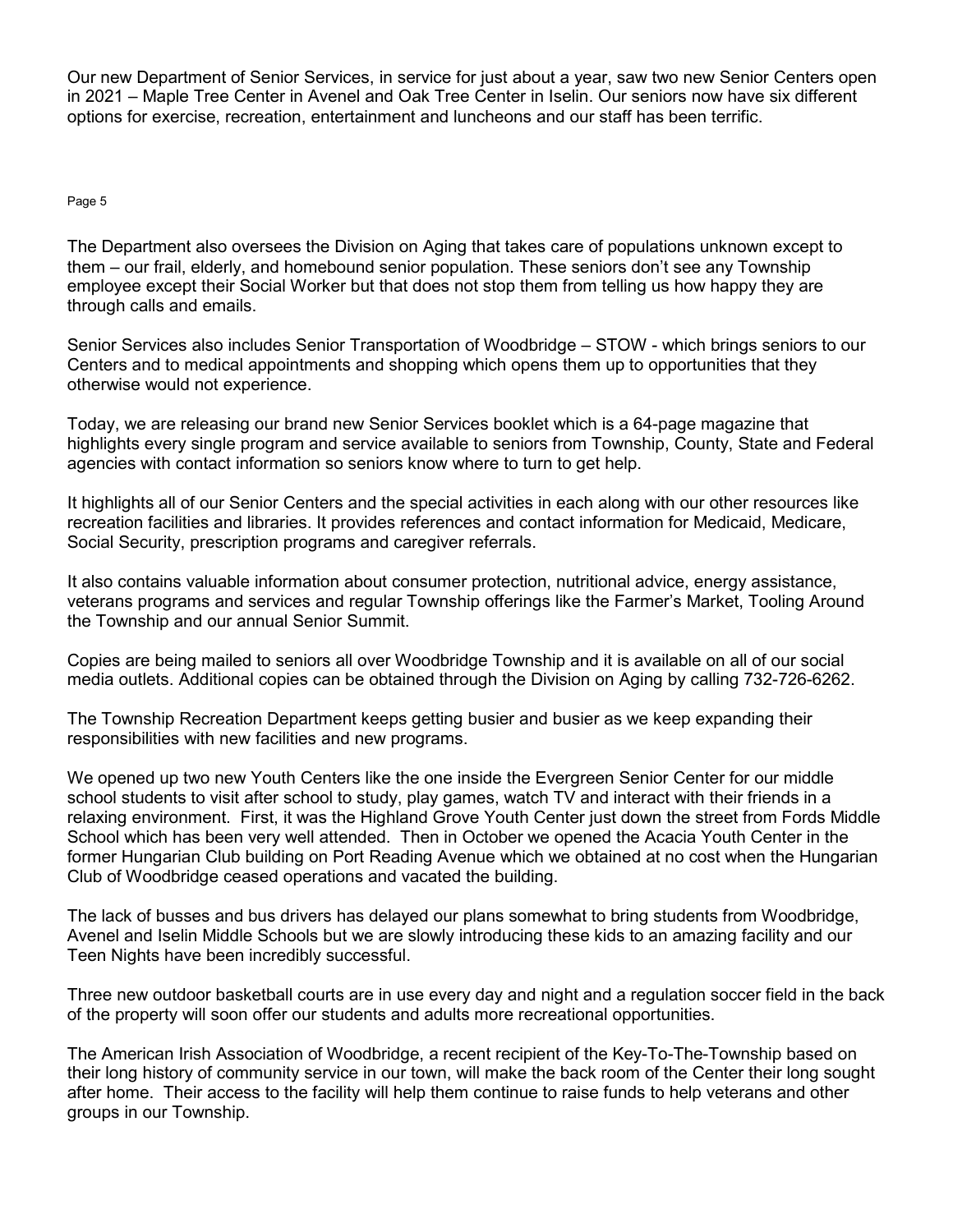Our new Department of Senior Services, in service for just about a year, saw two new Senior Centers open in 2021 – Maple Tree Center in Avenel and Oak Tree Center in Iselin. Our seniors now have six different options for exercise, recreation, entertainment and luncheons and our staff has been terrific.

The Department also oversees the Division on Aging that takes care of populations unknown except to them – our frail, elderly, and homebound senior population. These seniors don't see any Township employee except their Social Worker but that does not stop them from telling us how happy they are through calls and emails.

Senior Services also includes Senior Transportation of Woodbridge – STOW - which brings seniors to our Centers and to medical appointments and shopping which opens them up to opportunities that they otherwise would not experience.

Today, we are releasing our brand new Senior Services booklet which is a 64-page magazine that highlights every single program and service available to seniors from Township, County, State and Federal agencies with contact information so seniors know where to turn to get help.

It highlights all of our Senior Centers and the special activities in each along with our other resources like recreation facilities and libraries. It provides references and contact information for Medicaid, Medicare, Social Security, prescription programs and caregiver referrals.

It also contains valuable information about consumer protection, nutritional advice, energy assistance, veterans programs and services and regular Township offerings like the Farmer's Market, Tooling Around the Township and our annual Senior Summit.

Copies are being mailed to seniors all over Woodbridge Township and it is available on all of our social media outlets. Additional copies can be obtained through the Division on Aging by calling 732-726-6262.

The Township Recreation Department keeps getting busier and busier as we keep expanding their responsibilities with new facilities and new programs.

We opened up two new Youth Centers like the one inside the Evergreen Senior Center for our middle school students to visit after school to study, play games, watch TV and interact with their friends in a relaxing environment. First, it was the Highland Grove Youth Center just down the street from Fords Middle School which has been very well attended. Then in October we opened the Acacia Youth Center in the former Hungarian Club building on Port Reading Avenue which we obtained at no cost when the Hungarian Club of Woodbridge ceased operations and vacated the building.

The lack of busses and bus drivers has delayed our plans somewhat to bring students from Woodbridge, Avenel and Iselin Middle Schools but we are slowly introducing these kids to an amazing facility and our Teen Nights have been incredibly successful.

Three new outdoor basketball courts are in use every day and night and a regulation soccer field in the back of the property will soon offer our students and adults more recreational opportunities.

The American Irish Association of Woodbridge, a recent recipient of the Key-To-The-Township based on their long history of community service in our town, will make the back room of the Center their long sought after home. Their access to the facility will help them continue to raise funds to help veterans and other groups in our Township.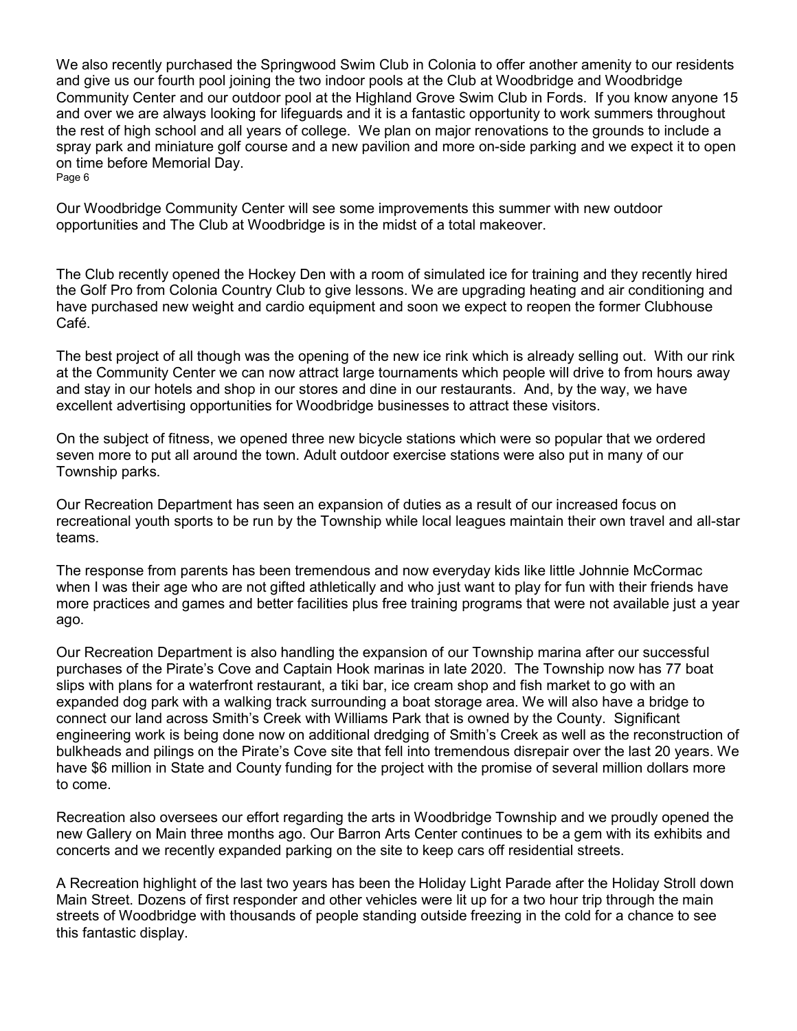We also recently purchased the Springwood Swim Club in Colonia to offer another amenity to our residents and give us our fourth pool joining the two indoor pools at the Club at Woodbridge and Woodbridge Community Center and our outdoor pool at the Highland Grove Swim Club in Fords. If you know anyone 15 and over we are always looking for lifeguards and it is a fantastic opportunity to work summers throughout the rest of high school and all years of college. We plan on major renovations to the grounds to include a spray park and miniature golf course and a new pavilion and more on-side parking and we expect it to open on time before Memorial Day.

Our Woodbridge Community Center will see some improvements this summer with new outdoor opportunities and The Club at Woodbridge is in the midst of a total makeover.

The Club recently opened the Hockey Den with a room of simulated ice for training and they recently hired the Golf Pro from Colonia Country Club to give lessons. We are upgrading heating and air conditioning and have purchased new weight and cardio equipment and soon we expect to reopen the former Clubhouse Café.

The best project of all though was the opening of the new ice rink which is already selling out. With our rink at the Community Center we can now attract large tournaments which people will drive to from hours away and stay in our hotels and shop in our stores and dine in our restaurants. And, by the way, we have excellent advertising opportunities for Woodbridge businesses to attract these visitors.

On the subject of fitness, we opened three new bicycle stations which were so popular that we ordered seven more to put all around the town. Adult outdoor exercise stations were also put in many of our Township parks.

Our Recreation Department has seen an expansion of duties as a result of our increased focus on recreational youth sports to be run by the Township while local leagues maintain their own travel and all-star teams.

The response from parents has been tremendous and now everyday kids like little Johnnie McCormac when I was their age who are not gifted athletically and who just want to play for fun with their friends have more practices and games and better facilities plus free training programs that were not available just a year ago.

Our Recreation Department is also handling the expansion of our Township marina after our successful purchases of the Pirate's Cove and Captain Hook marinas in late 2020. The Township now has 77 boat slips with plans for a waterfront restaurant, a tiki bar, ice cream shop and fish market to go with an expanded dog park with a walking track surrounding a boat storage area. We will also have a bridge to connect our land across Smith's Creek with Williams Park that is owned by the County. Significant engineering work is being done now on additional dredging of Smith's Creek as well as the reconstruction of bulkheads and pilings on the Pirate's Cove site that fell into tremendous disrepair over the last 20 years. We have $6 million in State and County funding for the project with the promise of several million dollars more to come.

Recreation also oversees our effort regarding the arts in Woodbridge Township and we proudly opened the new Gallery on Main three months ago. Our Barron Arts Center continues to be a gem with its exhibits and concerts and we recently expanded parking on the site to keep cars off residential streets.

A Recreation highlight of the last two years has been the Holiday Light Parade after the Holiday Stroll down Main Street. Dozens of first responder and other vehicles were lit up for a two hour trip through the main streets of Woodbridge with thousands of people standing outside freezing in the cold for a chance to see this fantastic display.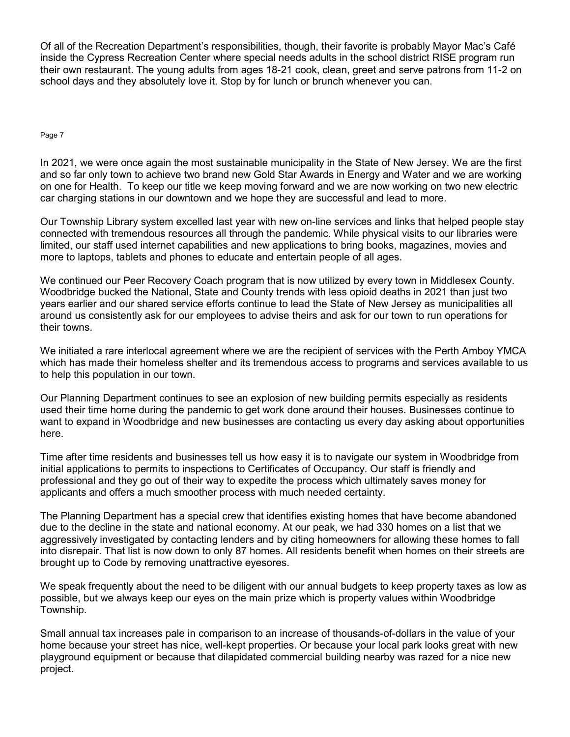Of all of the Recreation Department's responsibilities, though, their favorite is probably Mayor Mac's Café inside the Cypress Recreation Center where special needs adults in the school district RISE program run their own restaurant. The young adults from ages 18-21 cook, clean, greet and serve patrons from 11-2 on school days and they absolutely love it. Stop by for lunch or brunch whenever you can.

In 2021, we were once again the most sustainable municipality in the State of New Jersey. We are the first and so far only town to achieve two brand new Gold Star Awards in Energy and Water and we are working on one for Health. To keep our title we keep moving forward and we are now working on two new electric car charging stations in our downtown and we hope they are successful and lead to more.

Our Township Library system excelled last year with new on-line services and links that helped people stay connected with tremendous resources all through the pandemic. While physical visits to our libraries were limited, our staff used internet capabilities and new applications to bring books, magazines, movies and more to laptops, tablets and phones to educate and entertain people of all ages.

We continued our Peer Recovery Coach program that is now utilized by every town in Middlesex County. Woodbridge bucked the National, State and County trends with less opioid deaths in 2021 than just two years earlier and our shared service efforts continue to lead the State of New Jersey as municipalities all around us consistently ask for our employees to advise theirs and ask for our town to run operations for their towns.

We initiated a rare interlocal agreement where we are the recipient of services with the Perth Amboy YMCA which has made their homeless shelter and its tremendous access to programs and services available to us to help this population in our town.

Our Planning Department continues to see an explosion of new building permits especially as residents used their time home during the pandemic to get work done around their houses. Businesses continue to want to expand in Woodbridge and new businesses are contacting us every day asking about opportunities here.

Time after time residents and businesses tell us how easy it is to navigate our system in Woodbridge from initial applications to permits to inspections to Certificates of Occupancy. Our staff is friendly and professional and they go out of their way to expedite the process which ultimately saves money for applicants and offers a much smoother process with much needed certainty.

The Planning Department has a special crew that identifies existing homes that have become abandoned due to the decline in the state and national economy. At our peak, we had 330 homes on a list that we aggressively investigated by contacting lenders and by citing homeowners for allowing these homes to fall into disrepair. That list is now down to only 87 homes. All residents benefit when homes on their streets are brought up to Code by removing unattractive eyesores.

We speak frequently about the need to be diligent with our annual budgets to keep property taxes as low as possible, but we always keep our eyes on the main prize which is property values within Woodbridge Township.

Small annual tax increases pale in comparison to an increase of thousands-of-dollars in the value of your home because your street has nice, well-kept properties. Or because your local park looks great with new playground equipment or because that dilapidated commercial building nearby was razed for a nice new project.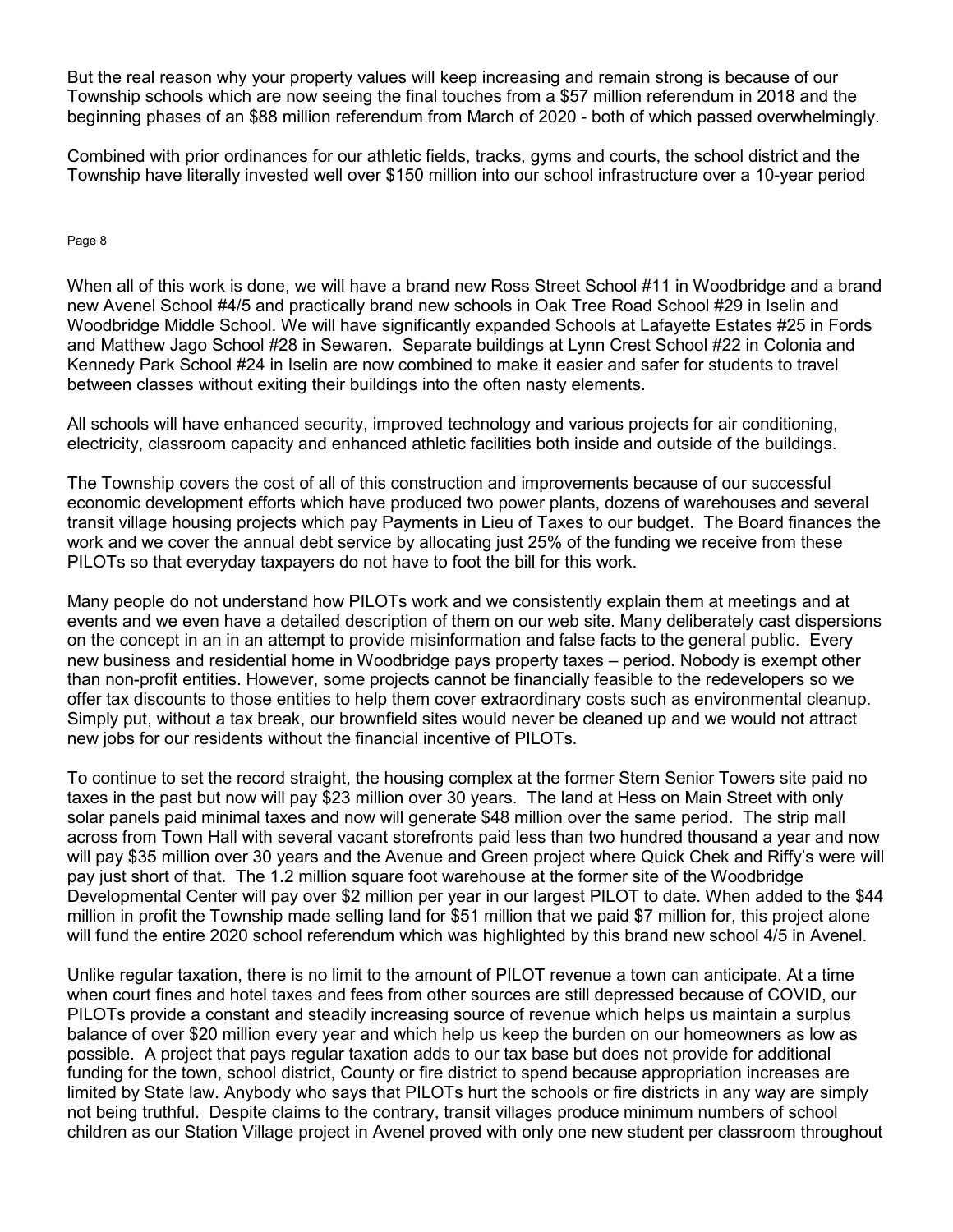But the real reason why your property values will keep increasing and remain strong is because of our Township schools which are now seeing the final touches from a $57 million referendum in 2018 and the beginning phases of an $88 million referendum from March of 2020 - both of which passed overwhelmingly.

Combined with prior ordinances for our athletic fields, tracks, gyms and courts, the school district and the Township have literally invested well over $150 million into our school infrastructure over a 10-year period

When all of this work is done, we will have a brand new Ross Street School #11 in Woodbridge and a brand new Avenel School #4/5 and practically brand new schools in Oak Tree Road School #29 in Iselin and Woodbridge Middle School. We will have significantly expanded Schools at Lafayette Estates #25 in Fords and Matthew Jago School #28 in Sewaren. Separate buildings at Lynn Crest School #22 in Colonia and Kennedy Park School #24 in Iselin are now combined to make it easier and safer for students to travel between classes without exiting their buildings into the often nasty elements.

All schools will have enhanced security, improved technology and various projects for air conditioning, electricity, classroom capacity and enhanced athletic facilities both inside and outside of the buildings.

The Township covers the cost of all of this construction and improvements because of our successful economic development efforts which have produced two power plants, dozens of warehouses and several transit village housing projects which pay Payments in Lieu of Taxes to our budget. The Board finances the work and we cover the annual debt service by allocating just 25% of the funding we receive from these PILOTs so that everyday taxpayers do not have to foot the bill for this work.

Many people do not understand how PILOTs work and we consistently explain them at meetings and at events and we even have a detailed description of them on our web site. Many deliberately cast dispersions on the concept in an in an attempt to provide misinformation and false facts to the general public. Every new business and residential home in Woodbridge pays property taxes – period. Nobody is exempt other than non-profit entities. However, some projects cannot be financially feasible to the redevelopers so we offer tax discounts to those entities to help them cover extraordinary costs such as environmental cleanup. Simply put, without a tax break, our brownfield sites would never be cleaned up and we would not attract new jobs for our residents without the financial incentive of PILOTs.

To continue to set the record straight, the housing complex at the former Stern Senior Towers site paid no taxes in the past but now will pay $23 million over 30 years. The land at Hess on Main Street with only solar panels paid minimal taxes and now will generate $48 million over the same period. The strip mall across from Town Hall with several vacant storefronts paid less than two hundred thousand a year and now will pay $35 million over 30 years and the Avenue and Green project where Quick Chek and Riffy's were will pay just short of that. The 1.2 million square foot warehouse at the former site of the Woodbridge Developmental Center will pay over $2 million per year in our largest PILOT to date. When added to the $44 million in profit the Township made selling land for $51 million that we paid $7 million for, this project alone will fund the entire 2020 school referendum which was highlighted by this brand new school 4/5 in Avenel.

Unlike regular taxation, there is no limit to the amount of PILOT revenue a town can anticipate. At a time when court fines and hotel taxes and fees from other sources are still depressed because of COVID, our PILOTs provide a constant and steadily increasing source of revenue which helps us maintain a surplus balance of over $20 million every year and which help us keep the burden on our homeowners as low as possible. A project that pays regular taxation adds to our tax base but does not provide for additional funding for the town, school district, County or fire district to spend because appropriation increases are limited by State law. Anybody who says that PILOTs hurt the schools or fire districts in any way are simply not being truthful. Despite claims to the contrary, transit villages produce minimum numbers of school children as our Station Village project in Avenel proved with only one new student per classroom throughout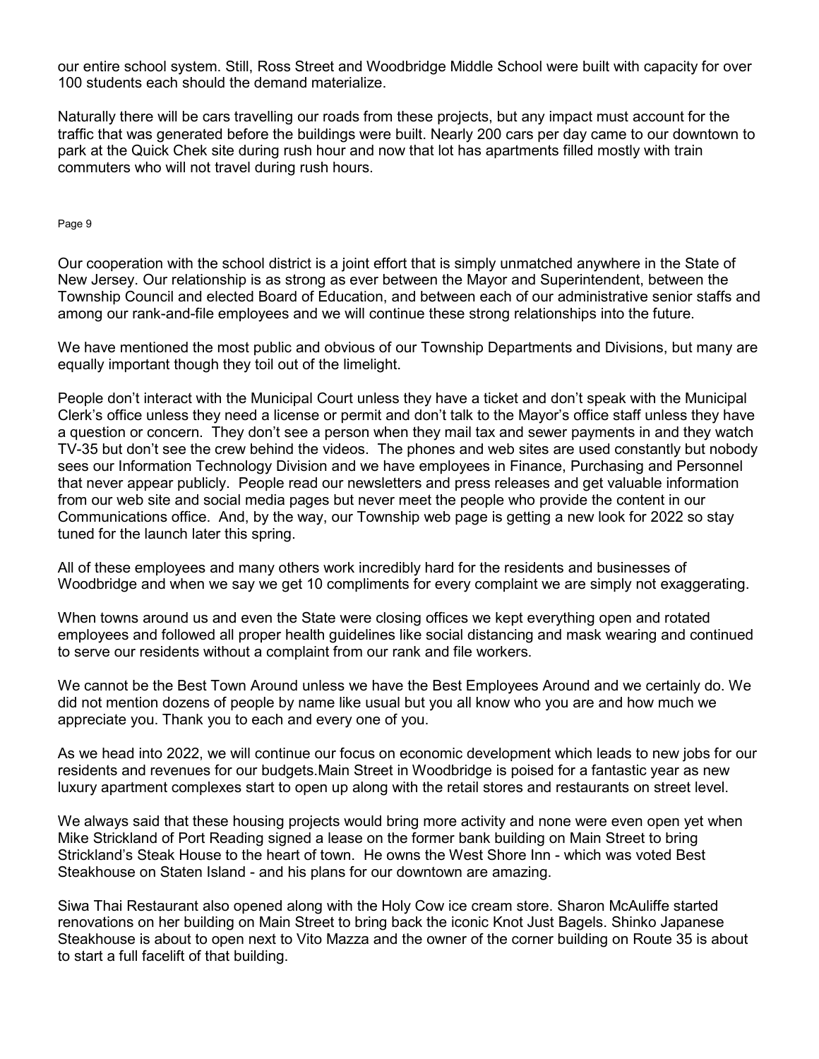our entire school system. Still, Ross Street and Woodbridge Middle School were built with capacity for over 100 students each should the demand materialize.

Naturally there will be cars travelling our roads from these projects, but any impact must account for the traffic that was generated before the buildings were built. Nearly 200 cars per day came to our downtown to park at the Quick Chek site during rush hour and now that lot has apartments filled mostly with train commuters who will not travel during rush hours.

Our cooperation with the school district is a joint effort that is simply unmatched anywhere in the State of New Jersey. Our relationship is as strong as ever between the Mayor and Superintendent, between the Township Council and elected Board of Education, and between each of our administrative senior staffs and among our rank-and-file employees and we will continue these strong relationships into the future.

We have mentioned the most public and obvious of our Township Departments and Divisions, but many are equally important though they toil out of the limelight.

People don't interact with the Municipal Court unless they have a ticket and don't speak with the Municipal Clerk's office unless they need a license or permit and don't talk to the Mayor's office staff unless they have a question or concern. They don't see a person when they mail tax and sewer payments in and they watch TV-35 but don't see the crew behind the videos. The phones and web sites are used constantly but nobody sees our Information Technology Division and we have employees in Finance, Purchasing and Personnel that never appear publicly. People read our newsletters and press releases and get valuable information from our web site and social media pages but never meet the people who provide the content in our Communications office. And, by the way, our Township web page is getting a new look for 2022 so stay tuned for the launch later this spring.

All of these employees and many others work incredibly hard for the residents and businesses of Woodbridge and when we say we get 10 compliments for every complaint we are simply not exaggerating.

When towns around us and even the State were closing offices we kept everything open and rotated employees and followed all proper health guidelines like social distancing and mask wearing and continued to serve our residents without a complaint from our rank and file workers.

We cannot be the Best Town Around unless we have the Best Employees Around and we certainly do. We did not mention dozens of people by name like usual but you all know who you are and how much we appreciate you. Thank you to each and every one of you.

As we head into 2022, we will continue our focus on economic development which leads to new jobs for our residents and revenues for our budgets.Main Street in Woodbridge is poised for a fantastic year as new luxury apartment complexes start to open up along with the retail stores and restaurants on street level.

We always said that these housing projects would bring more activity and none were even open yet when Mike Strickland of Port Reading signed a lease on the former bank building on Main Street to bring Strickland's Steak House to the heart of town. He owns the West Shore Inn - which was voted Best Steakhouse on Staten Island - and his plans for our downtown are amazing.

Siwa Thai Restaurant also opened along with the Holy Cow ice cream store. Sharon McAuliffe started renovations on her building on Main Street to bring back the iconic Knot Just Bagels. Shinko Japanese Steakhouse is about to open next to Vito Mazza and the owner of the corner building on Route 35 is about to start a full facelift of that building.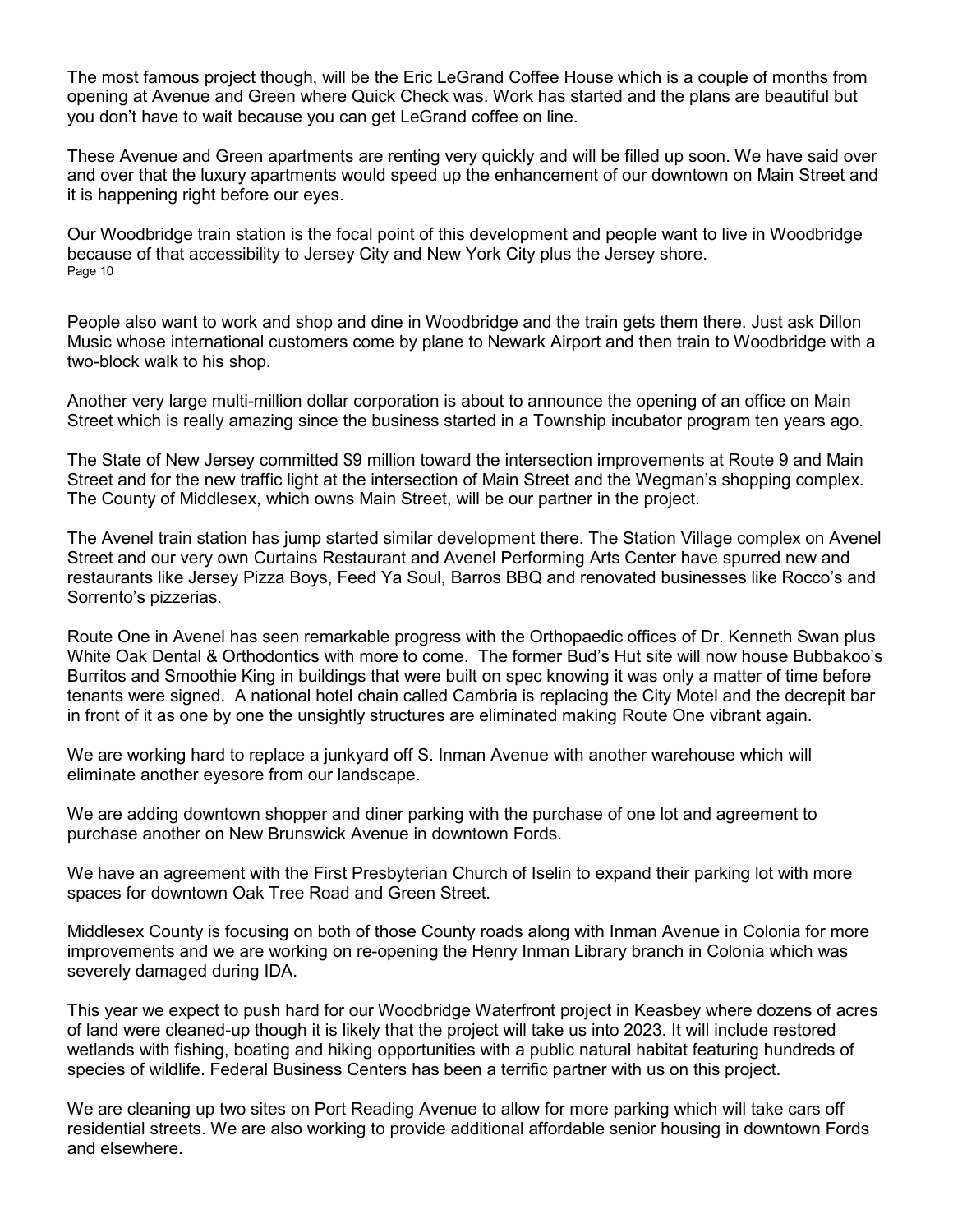The most famous project though, will be the Eric LeGrand Coffee House which is a couple of months from opening at Avenue and Green where Quick Check was. Work has started and the plans are beautiful but you don't have to wait because you can get LeGrand coffee on line.

These Avenue and Green apartments are renting very quickly and will be filled up soon. We have said over and over that the luxury apartments would speed up the enhancement of our downtown on Main Street and it is happening right before our eyes.

Our Woodbridge train station is the focal point of this development and people want to live in Woodbridge because of that accessibility to Jersey City and New York City plus the Jersey shore.

People also want to work and shop and dine in Woodbridge and the train gets them there. Just ask Dillon Music whose international customers come by plane to Newark Airport and then train to Woodbridge with a two-block walk to his shop.

Another very large multi-million dollar corporation is about to announce the opening of an office on Main Street which is really amazing since the business started in a Township incubator program ten years ago.

The State of New Jersey committed $9 million toward the intersection improvements at Route 9 and Main Street and for the new traffic light at the intersection of Main Street and the Wegman's shopping complex. The County of Middlesex, which owns Main Street, will be our partner in the project.

The Avenel train station has jump started similar development there. The Station Village complex on Avenel Street and our very own Curtains Restaurant and Avenel Performing Arts Center have spurred new and restaurants like Jersey Pizza Boys, Feed Ya Soul, Barros BBQ and renovated businesses like Rocco's and Sorrento's pizzerias.

Route One in Avenel has seen remarkable progress with the Orthopaedic offices of Dr. Kenneth Swan plus White Oak Dental & Orthodontics with more to come. The former Bud's Hut site will now house Bubbakoo's Burritos and Smoothie King in buildings that were built on spec knowing it was only a matter of time before tenants were signed. A national hotel chain called Cambria is replacing the City Motel and the decrepit bar in front of it as one by one the unsightly structures are eliminated making Route One vibrant again.

We are working hard to replace a junkyard off S. Inman Avenue with another warehouse which will eliminate another eyesore from our landscape.

We are adding downtown shopper and diner parking with the purchase of one lot and agreement to purchase another on New Brunswick Avenue in downtown Fords.

We have an agreement with the First Presbyterian Church of Iselin to expand their parking lot with more spaces for downtown Oak Tree Road and Green Street.

Middlesex County is focusing on both of those County roads along with Inman Avenue in Colonia for more improvements and we are working on re-opening the Henry Inman Library branch in Colonia which was severely damaged during IDA.

This year we expect to push hard for our Woodbridge Waterfront project in Keasbey where dozens of acres of land were cleaned-up though it is likely that the project will take us into 2023. It will include restored wetlands with fishing, boating and hiking opportunities with a public natural habitat featuring hundreds of species of wildlife. Federal Business Centers has been a terrific partner with us on this project.

We are cleaning up two sites on Port Reading Avenue to allow for more parking which will take cars off residential streets. We are also working to provide additional affordable senior housing in downtown Fords and elsewhere.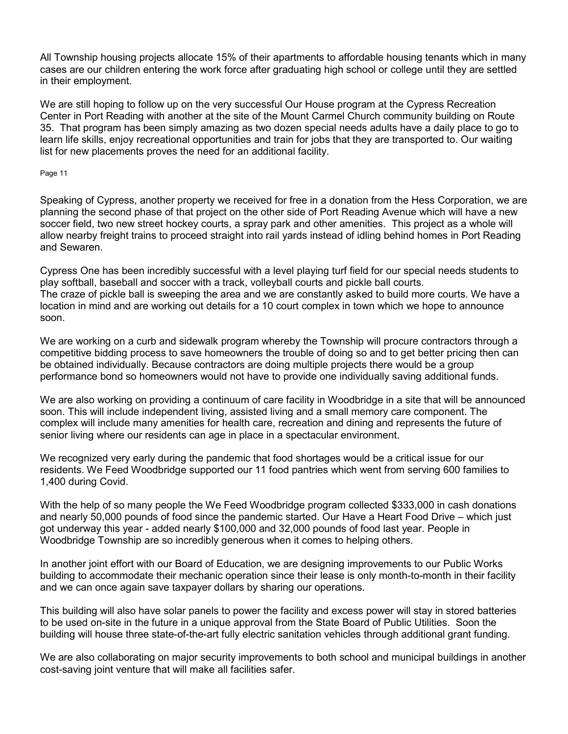All Township housing projects allocate 15% of their apartments to affordable housing tenants which in many cases are our children entering the work force after graduating high school or college until they are settled in their employment.

We are still hoping to follow up on the very successful Our House program at the Cypress Recreation Center in Port Reading with another at the site of the Mount Carmel Church community building on Route 35. That program has been simply amazing as two dozen special needs adults have a daily place to go to learn life skills, enjoy recreational opportunities and train for jobs that they are transported to. Our waiting list for new placements proves the need for an additional facility.

Speaking of Cypress, another property we received for free in a donation from the Hess Corporation, we are planning the second phase of that project on the other side of Port Reading Avenue which will have a new soccer field, two new street hockey courts, a spray park and other amenities. This project as a whole will allow nearby freight trains to proceed straight into rail yards instead of idling behind homes in Port Reading and Sewaren.

Cypress One has been incredibly successful with a level playing turf field for our special needs students to play softball, baseball and soccer with a track, volleyball courts and pickle ball courts.
The craze of pickle ball is sweeping the area and we are constantly asked to build more courts. We have a location in mind and are working out details for a 10 court complex in town which we hope to announce soon.

We are working on a curb and sidewalk program whereby the Township will procure contractors through a competitive bidding process to save homeowners the trouble of doing so and to get better pricing then can be obtained individually. Because contractors are doing multiple projects there would be a group performance bond so homeowners would not have to provide one individually saving additional funds.

We are also working on providing a continuum of care facility in Woodbridge in a site that will be announced soon. This will include independent living, assisted living and a small memory care component. The complex will include many amenities for health care, recreation and dining and represents the future of senior living where our residents can age in place in a spectacular environment.

We recognized very early during the pandemic that food shortages would be a critical issue for our residents. We Feed Woodbridge supported our 11 food pantries which went from serving 600 families to 1,400 during Covid.

With the help of so many people the We Feed Woodbridge program collected $333,000 in cash donations and nearly 50,000 pounds of food since the pandemic started. Our Have a Heart Food Drive – which just got underway this year - added nearly $100,000 and 32,000 pounds of food last year. People in Woodbridge Township are so incredibly generous when it comes to helping others.

In another joint effort with our Board of Education, we are designing improvements to our Public Works building to accommodate their mechanic operation since their lease is only month-to-month in their facility and we can once again save taxpayer dollars by sharing our operations.

This building will also have solar panels to power the facility and excess power will stay in stored batteries to be used on-site in the future in a unique approval from the State Board of Public Utilities. Soon the building will house three state-of-the-art fully electric sanitation vehicles through additional grant funding.

We are also collaborating on major security improvements to both school and municipal buildings in another cost-saving joint venture that will make all facilities safer.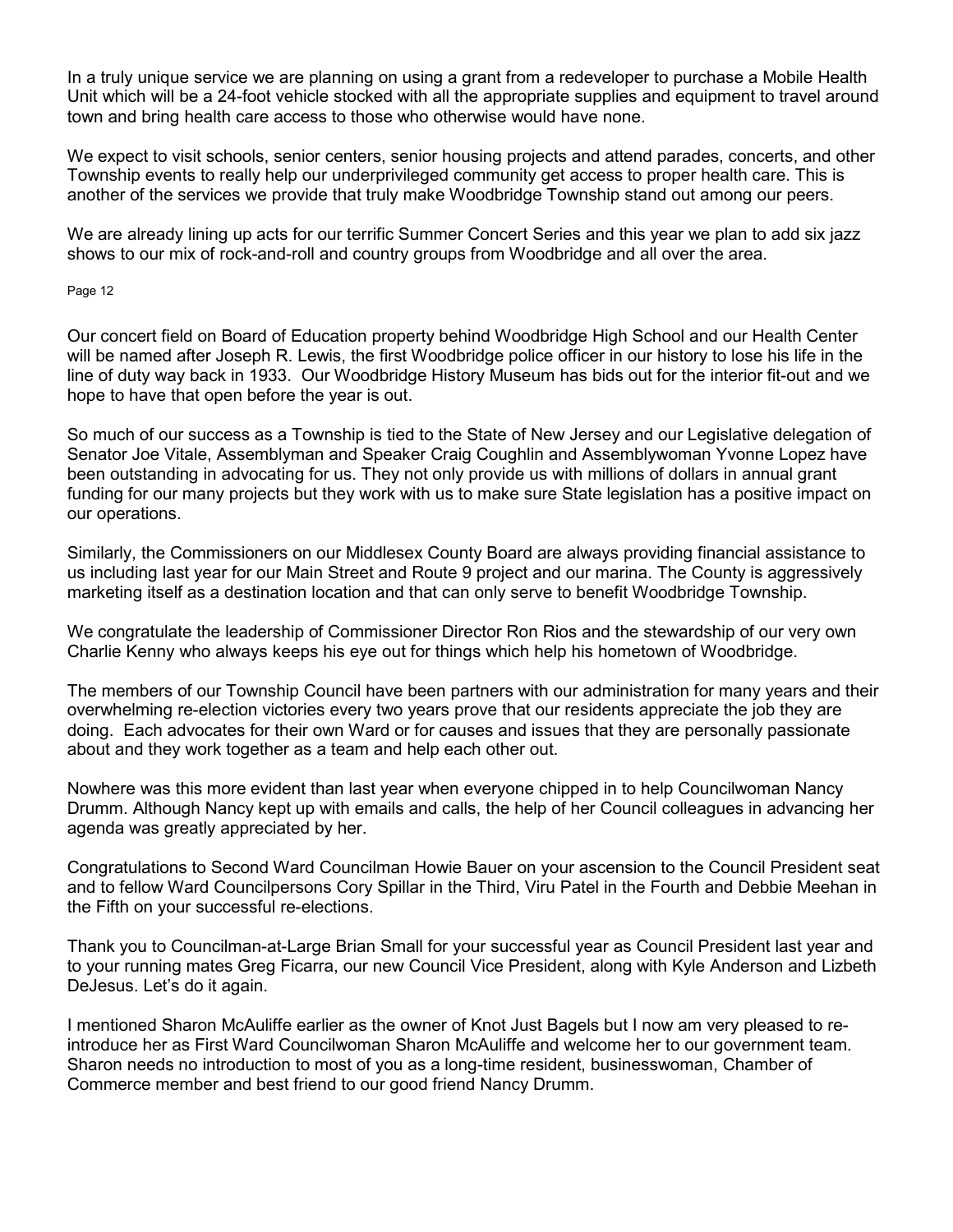In a truly unique service we are planning on using a grant from a redeveloper to purchase a Mobile Health Unit which will be a 24-foot vehicle stocked with all the appropriate supplies and equipment to travel around town and bring health care access to those who otherwise would have none.

We expect to visit schools, senior centers, senior housing projects and attend parades, concerts, and other Township events to really help our underprivileged community get access to proper health care. This is another of the services we provide that truly make Woodbridge Township stand out among our peers.

We are already lining up acts for our terrific Summer Concert Series and this year we plan to add six jazz shows to our mix of rock-and-roll and country groups from Woodbridge and all over the area.

Our concert field on Board of Education property behind Woodbridge High School and our Health Center will be named after Joseph R. Lewis, the first Woodbridge police officer in our history to lose his life in the line of duty way back in 1933. Our Woodbridge History Museum has bids out for the interior fit-out and we hope to have that open before the year is out.

So much of our success as a Township is tied to the State of New Jersey and our Legislative delegation of Senator Joe Vitale, Assemblyman and Speaker Craig Coughlin and Assemblywoman Yvonne Lopez have been outstanding in advocating for us. They not only provide us with millions of dollars in annual grant funding for our many projects but they work with us to make sure State legislation has a positive impact on our operations.

Similarly, the Commissioners on our Middlesex County Board are always providing financial assistance to us including last year for our Main Street and Route 9 project and our marina. The County is aggressively marketing itself as a destination location and that can only serve to benefit Woodbridge Township.

We congratulate the leadership of Commissioner Director Ron Rios and the stewardship of our very own Charlie Kenny who always keeps his eye out for things which help his hometown of Woodbridge.

The members of our Township Council have been partners with our administration for many years and their overwhelming re-election victories every two years prove that our residents appreciate the job they are doing. Each advocates for their own Ward or for causes and issues that they are personally passionate about and they work together as a team and help each other out.

Nowhere was this more evident than last year when everyone chipped in to help Councilwoman Nancy Drumm. Although Nancy kept up with emails and calls, the help of her Council colleagues in advancing her agenda was greatly appreciated by her.

Congratulations to Second Ward Councilman Howie Bauer on your ascension to the Council President seat and to fellow Ward Councilpersons Cory Spillar in the Third, Viru Patel in the Fourth and Debbie Meehan in the Fifth on your successful re-elections.

Thank you to Councilman-at-Large Brian Small for your successful year as Council President last year and to your running mates Greg Ficarra, our new Council Vice President, along with Kyle Anderson and Lizbeth DeJesus. Let's do it again.

I mentioned Sharon McAuliffe earlier as the owner of Knot Just Bagels but I now am very pleased to re-introduce her as First Ward Councilwoman Sharon McAuliffe and welcome her to our government team. Sharon needs no introduction to most of you as a long-time resident, businesswoman, Chamber of Commerce member and best friend to our good friend Nancy Drumm.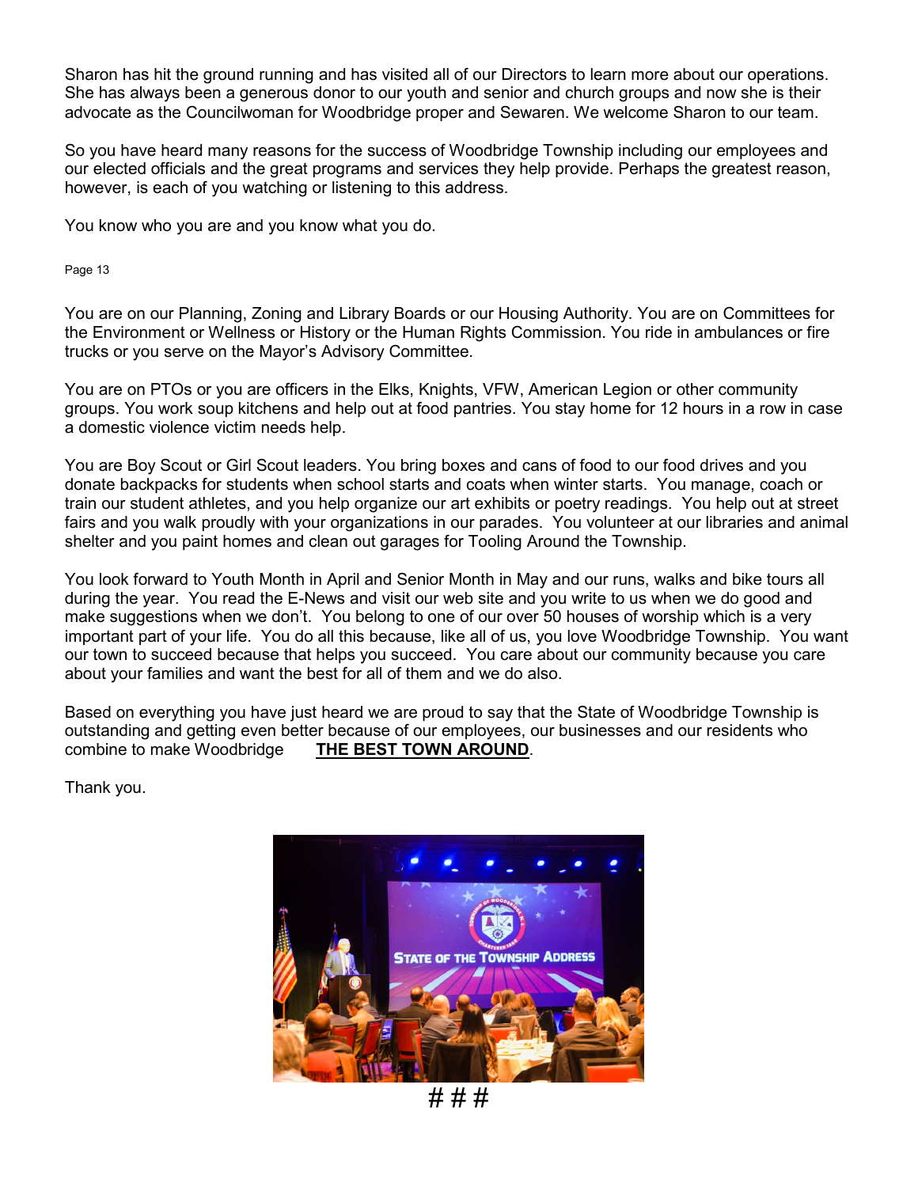Sharon has hit the ground running and has visited all of our Directors to learn more about our operations. She has always been a generous donor to our youth and senior and church groups and now she is their advocate as the Councilwoman for Woodbridge proper and Sewaren. We welcome Sharon to our team.

So you have heard many reasons for the success of Woodbridge Township including our employees and our elected officials and the great programs and services they help provide. Perhaps the greatest reason, however, is each of you watching or listening to this address.

You know who you are and you know what you do.

You are on our Planning, Zoning and Library Boards or our Housing Authority. You are on Committees for the Environment or Wellness or History or the Human Rights Commission. You ride in ambulances or fire trucks or you serve on the Mayor's Advisory Committee.

You are on PTOs or you are officers in the Elks, Knights, VFW, American Legion or other community groups. You work soup kitchens and help out at food pantries. You stay home for 12 hours in a row in case a domestic violence victim needs help.

You are Boy Scout or Girl Scout leaders. You bring boxes and cans of food to our food drives and you donate backpacks for students when school starts and coats when winter starts. You manage, coach or train our student athletes, and you help organize our art exhibits or poetry readings. You help out at street fairs and you walk proudly with your organizations in our parades. You volunteer at our libraries and animal shelter and you paint homes and clean out garages for Tooling Around the Township.

You look forward to Youth Month in April and Senior Month in May and our runs, walks and bike tours all during the year. You read the E-News and visit our web site and you write to us when we do good and make suggestions when we don't. You belong to one of our over 50 houses of worship which is a very important part of your life. You do all this because, like all of us, you love Woodbridge Township. You want our town to succeed because that helps you succeed. You care about our community because you care about your families and want the best for all of them and we do also.

Based on everything you have just heard we are proud to say that the State of Woodbridge Township is outstanding and getting even better because of our employees, our businesses and our residents who combine to make Woodbridge **THE BEST TOWN AROUND**.

Thank you.

# # #